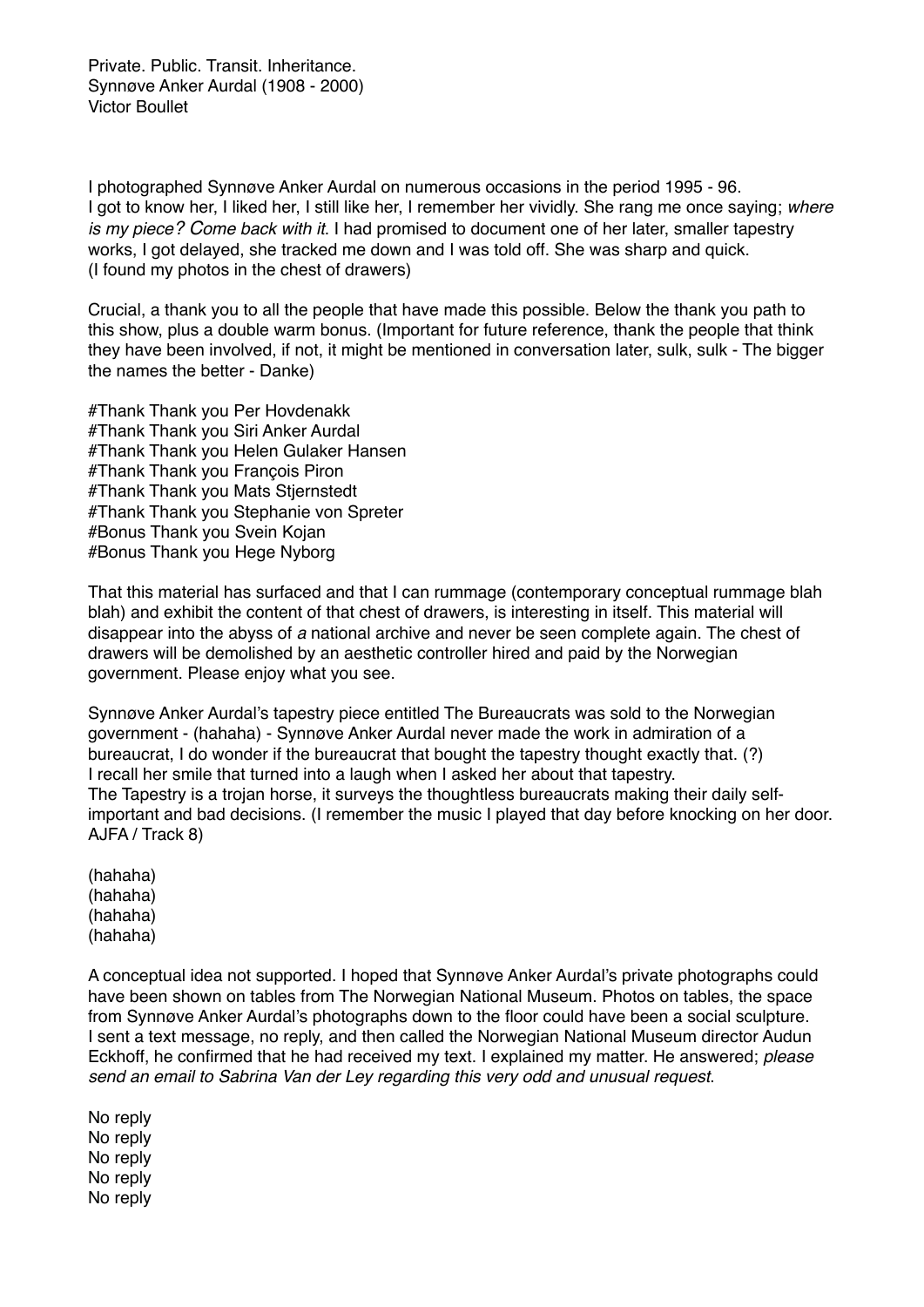Private. Public. Transit. Inheritance.
Synnøve Anker Aurdal (1908 - 2000)
Victor Boullet

I photographed Synnøve Anker Aurdal on numerous occasions in the period 1995 - 96. I got to know her, I liked her, I still like her, I remember her vividly. She rang me once saying; *where is my piece? Come back with it*. I had promised to document one of her later, smaller tapestry works, I got delayed, she tracked me down and I was told off. She was sharp and quick. (I found my photos in the chest of drawers)

Crucial, a thank you to all the people that have made this possible. Below the thank you path to this show, plus a double warm bonus. (Important for future reference, thank the people that think they have been involved, if not, it might be mentioned in conversation later, sulk, sulk - The bigger the names the better - Danke)

#Thank Thank you Per Hovdenakk
#Thank Thank you Siri Anker Aurdal
#Thank Thank you Helen Gulaker Hansen
#Thank Thank you François Piron
#Thank Thank you Mats Stjernstedt
#Thank Thank you Stephanie von Spreter
#Bonus Thank you Svein Kojan
#Bonus Thank you Hege Nyborg

That this material has surfaced and that I can rummage (contemporary conceptual rummage blah blah) and exhibit the content of that chest of drawers, is interesting in itself. This material will disappear into the abyss of *a* national archive and never be seen complete again. The chest of drawers will be demolished by an aesthetic controller hired and paid by the Norwegian government. Please enjoy what you see.

Synnøve Anker Aurdal's tapestry piece entitled The Bureaucrats was sold to the Norwegian government - (hahaha) - Synnøve Anker Aurdal never made the work in admiration of a bureaucrat, I do wonder if the bureaucrat that bought the tapestry thought exactly that. (?) I recall her smile that turned into a laugh when I asked her about that tapestry. The Tapestry is a trojan horse, it surveys the thoughtless bureaucrats making their daily self-important and bad decisions. (I remember the music I played that day before knocking on her door. AJFA / Track 8)

(hahaha)
(hahaha)
(hahaha)
(hahaha)

A conceptual idea not supported. I hoped that Synnøve Anker Aurdal's private photographs could have been shown on tables from The Norwegian National Museum. Photos on tables, the space from Synnøve Anker Aurdal's photographs down to the floor could have been a social sculpture. I sent a text message, no reply, and then called the Norwegian National Museum director Audun Eckhoff, he confirmed that he had received my text. I explained my matter. He answered; *please send an email to Sabrina Van der Ley regarding this very odd and unusual request*.

No reply
No reply
No reply
No reply
No reply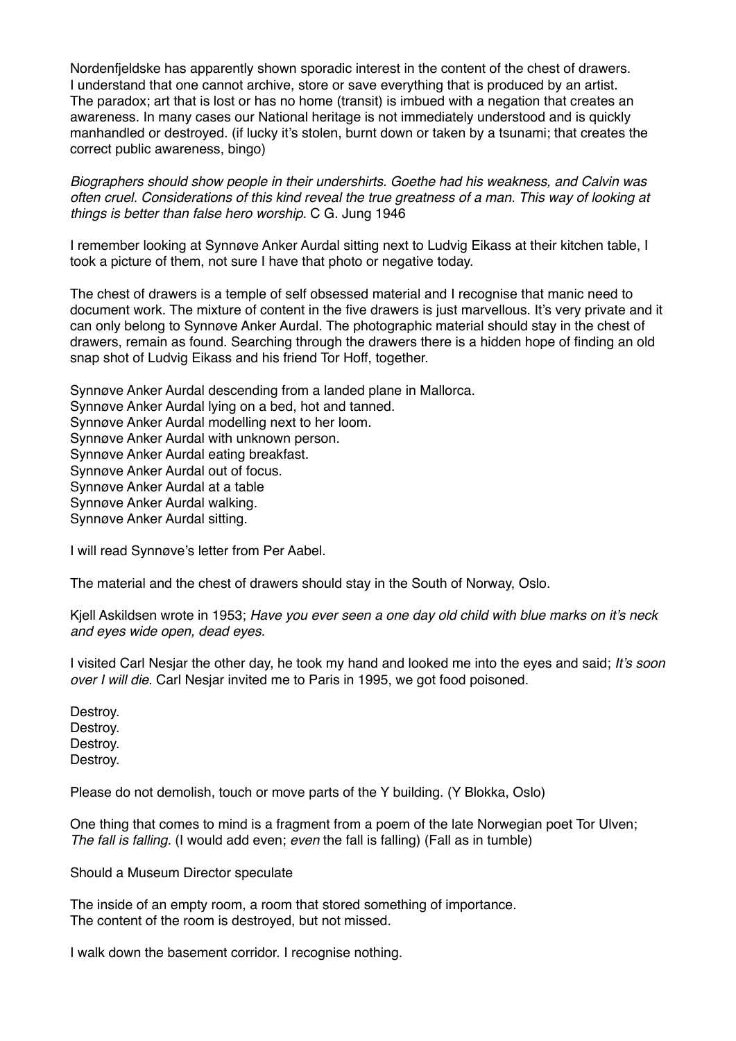Nordenfjeldske has apparently shown sporadic interest in the content of the chest of drawers. I understand that one cannot archive, store or save everything that is produced by an artist. The paradox; art that is lost or has no home (transit) is imbued with a negation that creates an awareness. In many cases our National heritage is not immediately understood and is quickly manhandled or destroyed. (if lucky it's stolen, burnt down or taken by a tsunami; that creates the correct public awareness, bingo)

*Biographers should show people in their undershirts. Goethe had his weakness, and Calvin was often cruel. Considerations of this kind reveal the true greatness of a man. This way of looking at things is better than false hero worship.* C G. Jung 1946

I remember looking at Synnøve Anker Aurdal sitting next to Ludvig Eikass at their kitchen table, I took a picture of them, not sure I have that photo or negative today.

The chest of drawers is a temple of self obsessed material and I recognise that manic need to document work. The mixture of content in the five drawers is just marvellous. It's very private and it can only belong to Synnøve Anker Aurdal. The photographic material should stay in the chest of drawers, remain as found. Searching through the drawers there is a hidden hope of finding an old snap shot of Ludvig Eikass and his friend Tor Hoff, together.

Synnøve Anker Aurdal descending from a landed plane in Mallorca.
Synnøve Anker Aurdal lying on a bed, hot and tanned.
Synnøve Anker Aurdal modelling next to her loom.
Synnøve Anker Aurdal with unknown person.
Synnøve Anker Aurdal eating breakfast.
Synnøve Anker Aurdal out of focus.
Synnøve Anker Aurdal at a table
Synnøve Anker Aurdal walking.
Synnøve Anker Aurdal sitting.

I will read Synnøve's letter from Per Aabel.

The material and the chest of drawers should stay in the South of Norway, Oslo.

Kjell Askildsen wrote in 1953; *Have you ever seen a one day old child with blue marks on it's neck and eyes wide open, dead eyes.*

I visited Carl Nesjar the other day, he took my hand and looked me into the eyes and said; *It's soon over I will die*. Carl Nesjar invited me to Paris in 1995, we got food poisoned.

Destroy.
Destroy.
Destroy.
Destroy.

Please do not demolish, touch or move parts of the Y building. (Y Blokka, Oslo)

One thing that comes to mind is a fragment from a poem of the late Norwegian poet Tor Ulven; *The fall is falling.* (I would add even; *even* the fall is falling) (Fall as in tumble)

Should a Museum Director speculate

The inside of an empty room, a room that stored something of importance.
The content of the room is destroyed, but not missed.

I walk down the basement corridor. I recognise nothing.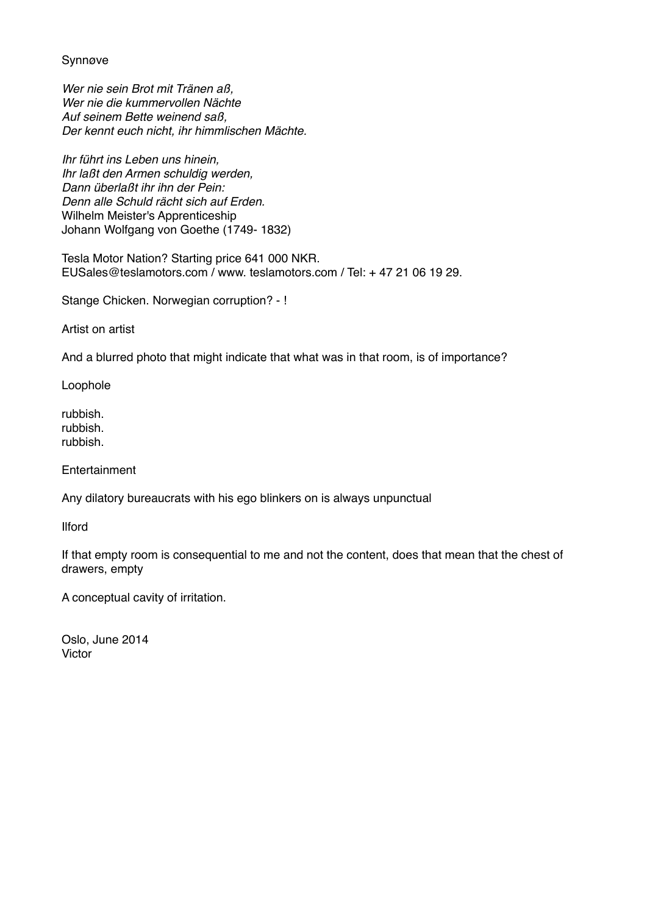Synnøve

*Wer nie sein Brot mit Tränen aß,*  
*Wer nie die kummervollen Nächte*  
*Auf seinem Bette weinend saß,*  
*Der kennt euch nicht, ihr himmlischen Mächte.*

*Ihr führt ins Leben uns hinein,*  
*Ihr laßt den Armen schuldig werden,*  
*Dann überlaßt ihr ihn der Pein:*  
*Denn alle Schuld rächt sich auf Erden.*  
Wilhelm Meister's Apprenticeship  
Johann Wolfgang von Goethe (1749- 1832)

Tesla Motor Nation? Starting price 641 000 NKR.  
EUSales@teslamotors.com / www. teslamotors.com / Tel: + 47 21 06 19 29.

Stange Chicken. Norwegian corruption? - !

Artist on artist

And a blurred photo that might indicate that what was in that room, is of importance?

Loophole

rubbish.  
rubbish.  
rubbish.

Entertainment

Any dilatory bureaucrats with his ego blinkers on is always unpunctual

Ilford

If that empty room is consequential to me and not the content, does that mean that the chest of drawers, empty

A conceptual cavity of irritation.

Oslo, June 2014  
Victor